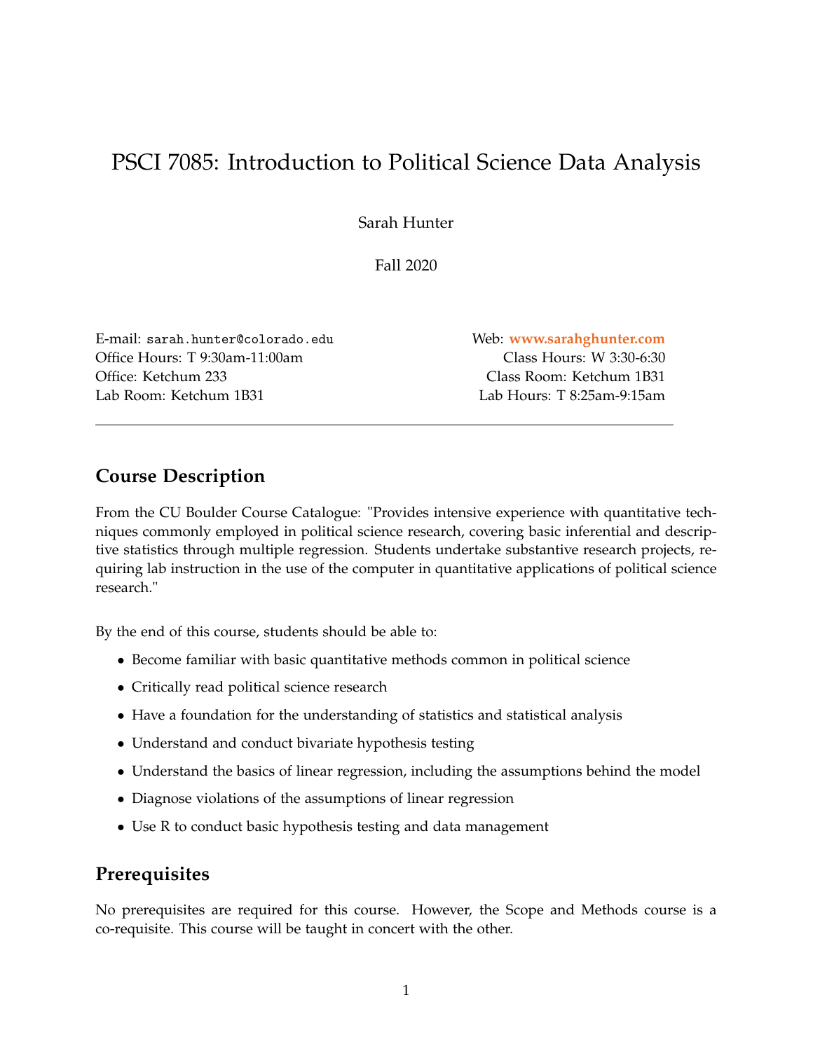# PSCI 7085: Introduction to Political Science Data Analysis

Sarah Hunter

Fall 2020

E-mail: sarah.hunter@colorado.edu
Office Hours: T 9:30am-11:00am
Office: Ketchum 233
Lab Room: Ketchum 1B31

Web: **www.sarahghunter.com**
Class Hours: W 3:30-6:30
Class Room: Ketchum 1B31
Lab Hours: T 8:25am-9:15am

---

## Course Description

From the CU Boulder Course Catalogue: "Provides intensive experience with quantitative techniques commonly employed in political science research, covering basic inferential and descriptive statistics through multiple regression. Students undertake substantive research projects, requiring lab instruction in the use of the computer in quantitative applications of political science research."

By the end of this course, students should be able to:

- Become familiar with basic quantitative methods common in political science
- Critically read political science research
- Have a foundation for the understanding of statistics and statistical analysis
- Understand and conduct bivariate hypothesis testing
- Understand the basics of linear regression, including the assumptions behind the model
- Diagnose violations of the assumptions of linear regression
- Use R to conduct basic hypothesis testing and data management

## Prerequisites

No prerequisites are required for this course. However, the Scope and Methods course is a co-requisite. This course will be taught in concert with the other.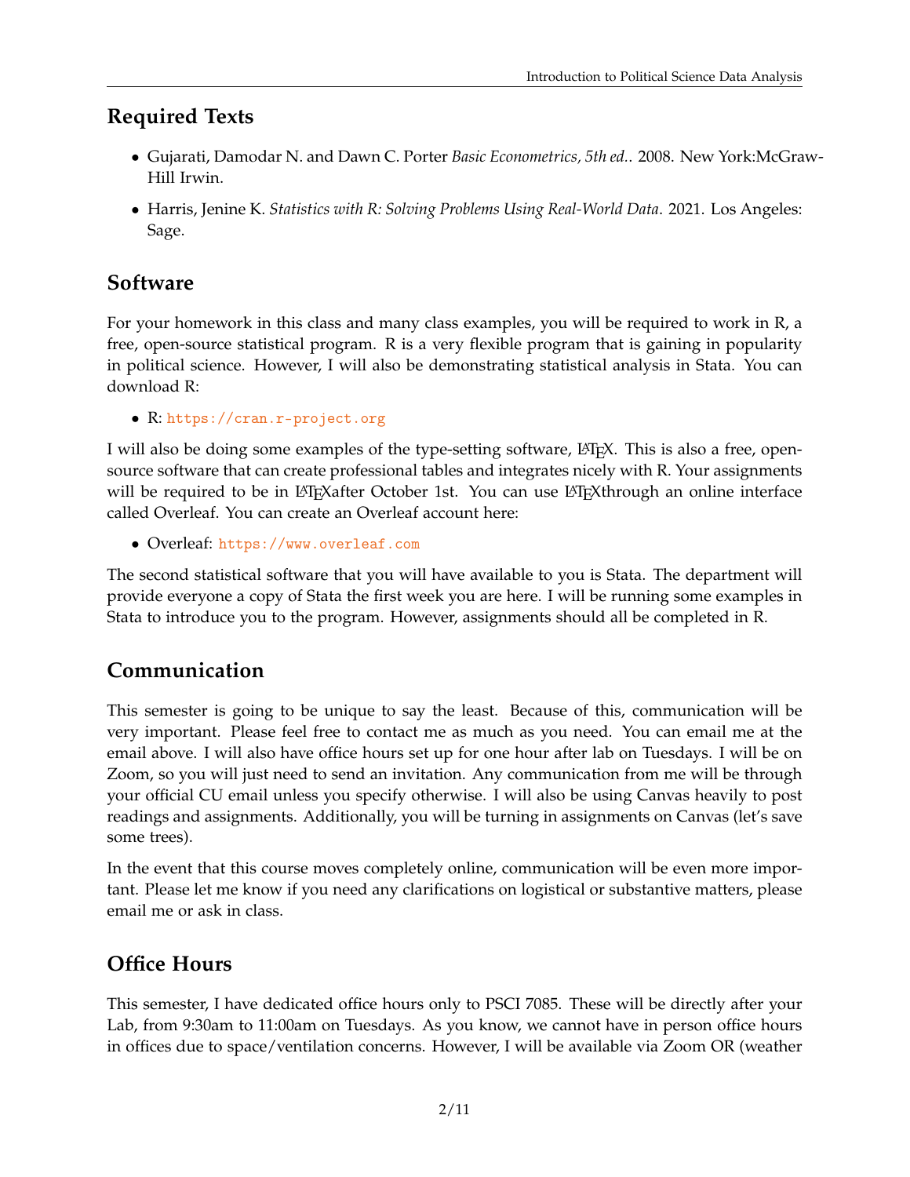## Required Texts

- Gujarati, Damodar N. and Dawn C. Porter *Basic Econometrics, 5th ed.*. 2008. New York:McGraw-Hill Irwin.
- Harris, Jenine K. *Statistics with R: Solving Problems Using Real-World Data*. 2021. Los Angeles: Sage.

## Software

For your homework in this class and many class examples, you will be required to work in R, a free, open-source statistical program. R is a very flexible program that is gaining in popularity in political science. However, I will also be demonstrating statistical analysis in Stata. You can download R:

- R: https://cran.r-project.org

I will also be doing some examples of the type-setting software, LaTeX. This is also a free, open-source software that can create professional tables and integrates nicely with R. Your assignments will be required to be in LaTeXafter October 1st. You can use LaTeXthrough an online interface called Overleaf. You can create an Overleaf account here:

- Overleaf: https://www.overleaf.com

The second statistical software that you will have available to you is Stata. The department will provide everyone a copy of Stata the first week you are here. I will be running some examples in Stata to introduce you to the program. However, assignments should all be completed in R.

## Communication

This semester is going to be unique to say the least. Because of this, communication will be very important. Please feel free to contact me as much as you need. You can email me at the email above. I will also have office hours set up for one hour after lab on Tuesdays. I will be on Zoom, so you will just need to send an invitation. Any communication from me will be through your official CU email unless you specify otherwise. I will also be using Canvas heavily to post readings and assignments. Additionally, you will be turning in assignments on Canvas (let's save some trees).

In the event that this course moves completely online, communication will be even more important. Please let me know if you need any clarifications on logistical or substantive matters, please email me or ask in class.

## Office Hours

This semester, I have dedicated office hours only to PSCI 7085. These will be directly after your Lab, from 9:30am to 11:00am on Tuesdays. As you know, we cannot have in person office hours in offices due to space/ventilation concerns. However, I will be available via Zoom OR (weather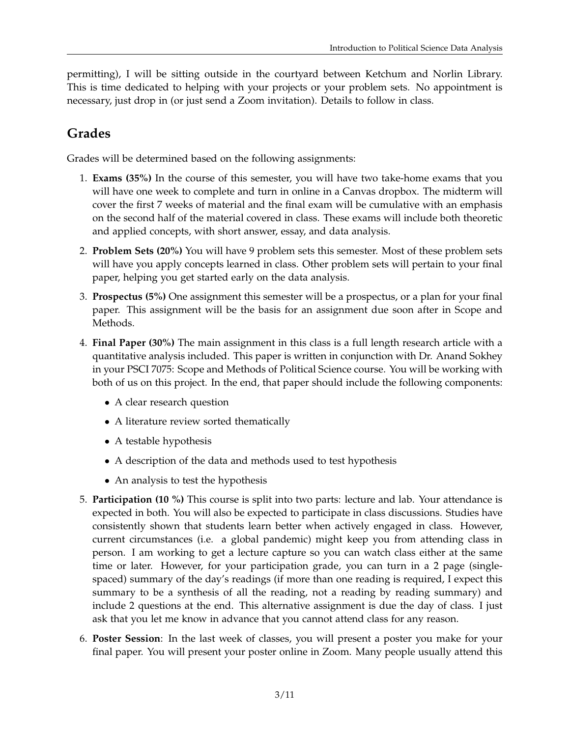permitting), I will be sitting outside in the courtyard between Ketchum and Norlin Library. This is time dedicated to helping with your projects or your problem sets. No appointment is necessary, just drop in (or just send a Zoom invitation). Details to follow in class.

## Grades

Grades will be determined based on the following assignments:

1. **Exams (35%)** In the course of this semester, you will have two take-home exams that you will have one week to complete and turn in online in a Canvas dropbox. The midterm will cover the first 7 weeks of material and the final exam will be cumulative with an emphasis on the second half of the material covered in class. These exams will include both theoretic and applied concepts, with short answer, essay, and data analysis.
2. **Problem Sets (20%)** You will have 9 problem sets this semester. Most of these problem sets will have you apply concepts learned in class. Other problem sets will pertain to your final paper, helping you get started early on the data analysis.
3. **Prospectus (5%)** One assignment this semester will be a prospectus, or a plan for your final paper. This assignment will be the basis for an assignment due soon after in Scope and Methods.
4. **Final Paper (30%)** The main assignment in this class is a full length research article with a quantitative analysis included. This paper is written in conjunction with Dr. Anand Sokhey in your PSCI 7075: Scope and Methods of Political Science course. You will be working with both of us on this project. In the end, that paper should include the following components:
   - A clear research question
   - A literature review sorted thematically
   - A testable hypothesis
   - A description of the data and methods used to test hypothesis
   - An analysis to test the hypothesis
5. **Participation (10 %)** This course is split into two parts: lecture and lab. Your attendance is expected in both. You will also be expected to participate in class discussions. Studies have consistently shown that students learn better when actively engaged in class. However, current circumstances (i.e. a global pandemic) might keep you from attending class in person. I am working to get a lecture capture so you can watch class either at the same time or later. However, for your participation grade, you can turn in a 2 page (single-spaced) summary of the day's readings (if more than one reading is required, I expect this summary to be a synthesis of all the reading, not a reading by reading summary) and include 2 questions at the end. This alternative assignment is due the day of class. I just ask that you let me know in advance that you cannot attend class for any reason.
6. **Poster Session**: In the last week of classes, you will present a poster you make for your final paper. You will present your poster online in Zoom. Many people usually attend this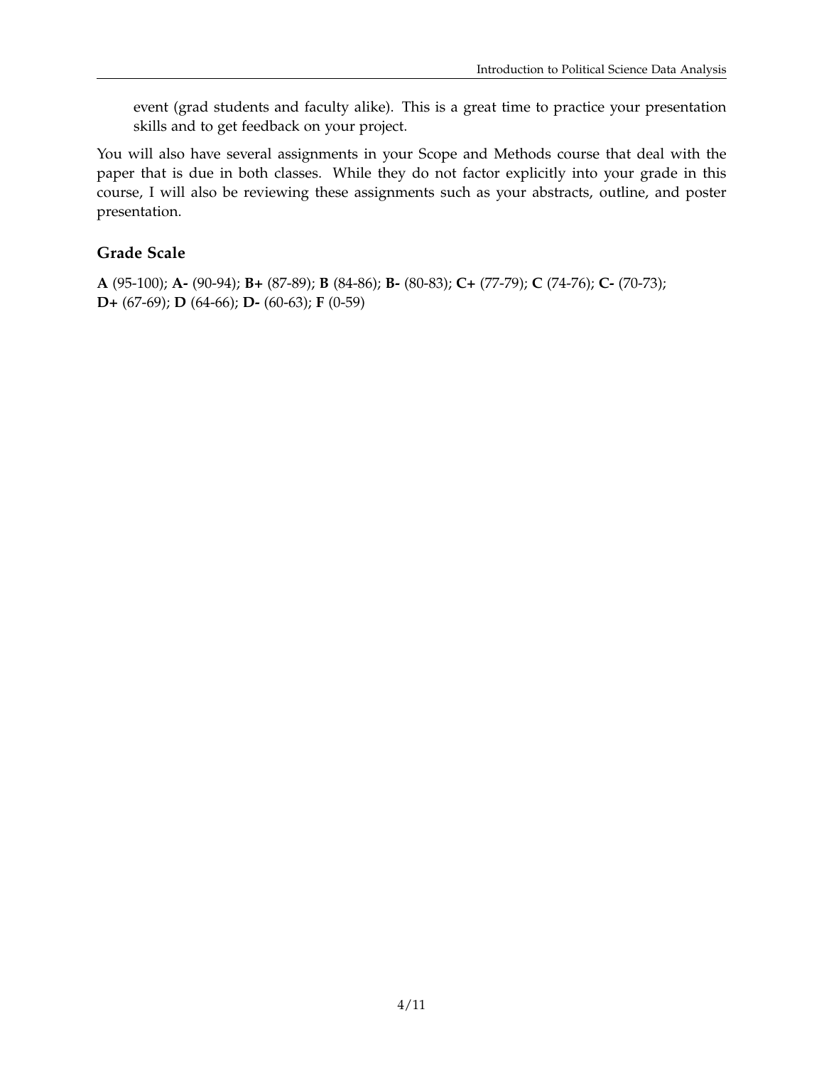event (grad students and faculty alike). This is a great time to practice your presentation skills and to get feedback on your project.

You will also have several assignments in your Scope and Methods course that deal with the paper that is due in both classes. While they do not factor explicitly into your grade in this course, I will also be reviewing these assignments such as your abstracts, outline, and poster presentation.

### Grade Scale

**A** (95-100); **A-** (90-94); **B+** (87-89); **B** (84-86); **B-** (80-83); **C+** (77-79); **C** (74-76); **C-** (70-73); **D+** (67-69); **D** (64-66); **D-** (60-63); **F** (0-59)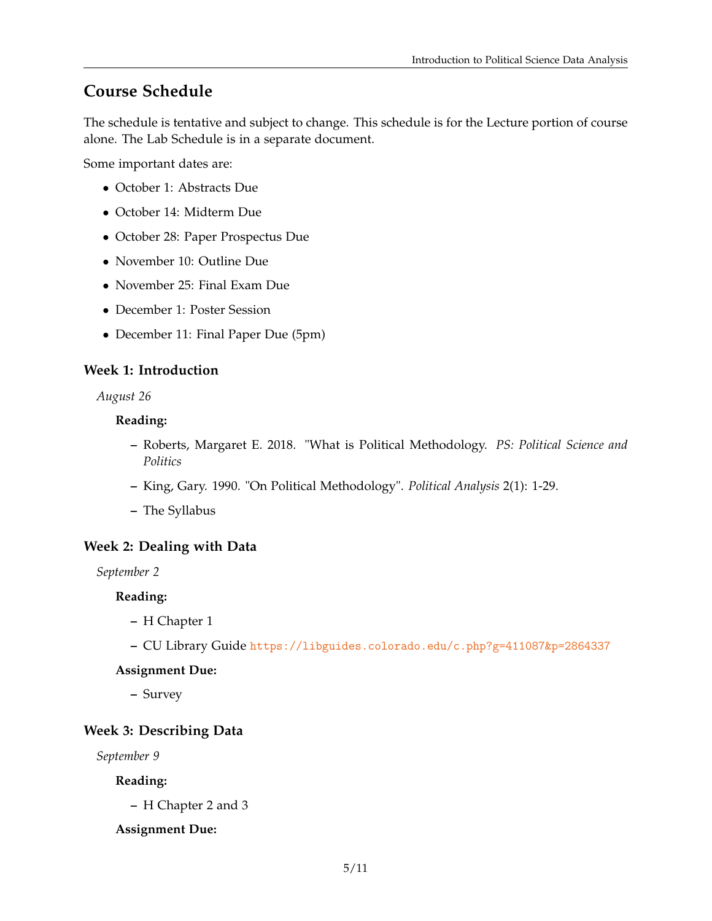## Course Schedule

The schedule is tentative and subject to change. This schedule is for the Lecture portion of course alone. The Lab Schedule is in a separate document.

Some important dates are:

- October 1: Abstracts Due
- October 14: Midterm Due
- October 28: Paper Prospectus Due
- November 10: Outline Due
- November 25: Final Exam Due
- December 1: Poster Session
- December 11: Final Paper Due (5pm)

### Week 1: Introduction

*August 26*

**Reading:**

- Roberts, Margaret E. 2018. "What is Political Methodology. *PS: Political Science and Politics*
- King, Gary. 1990. "On Political Methodology". *Political Analysis* 2(1): 1-29.
- The Syllabus

### Week 2: Dealing with Data

*September 2*

**Reading:**

- H Chapter 1
- CU Library Guide https://libguides.colorado.edu/c.php?g=411087&p=2864337

**Assignment Due:**

- Survey

### Week 3: Describing Data

*September 9*

**Reading:**

- H Chapter 2 and 3

**Assignment Due:**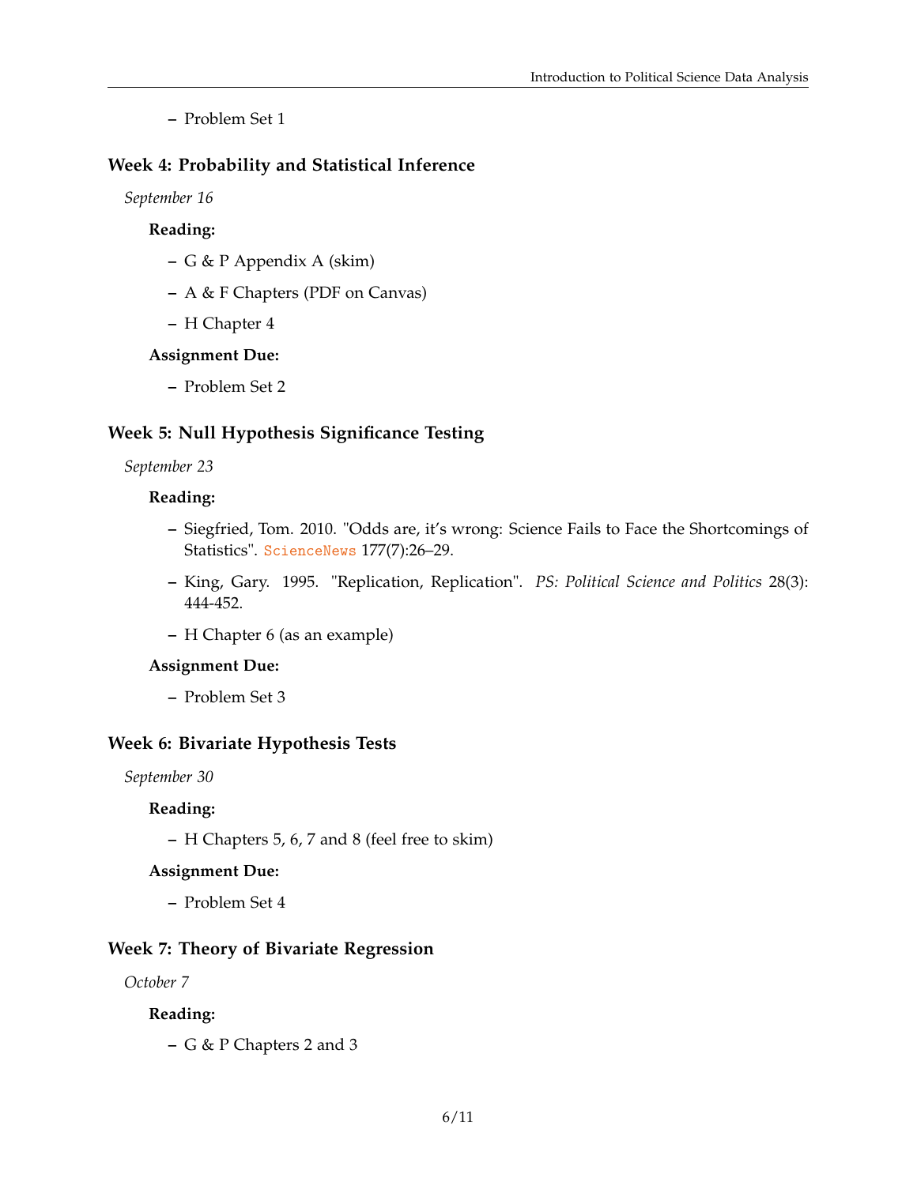- Problem Set 1

### Week 4: Probability and Statistical Inference

*September 16*

**Reading:**

- G & P Appendix A (skim)
- A & F Chapters (PDF on Canvas)
- H Chapter 4

**Assignment Due:**

- Problem Set 2

### Week 5: Null Hypothesis Significance Testing

*September 23*

**Reading:**

- Siegfried, Tom. 2010. "Odds are, it's wrong: Science Fails to Face the Shortcomings of Statistics". ScienceNews 177(7):26–29.
- King, Gary. 1995. "Replication, Replication". *PS: Political Science and Politics* 28(3): 444-452.
- H Chapter 6 (as an example)

**Assignment Due:**

- Problem Set 3

### Week 6: Bivariate Hypothesis Tests

*September 30*

**Reading:**

- H Chapters 5, 6, 7 and 8 (feel free to skim)

**Assignment Due:**

- Problem Set 4

### Week 7: Theory of Bivariate Regression

*October 7*

**Reading:**

- G & P Chapters 2 and 3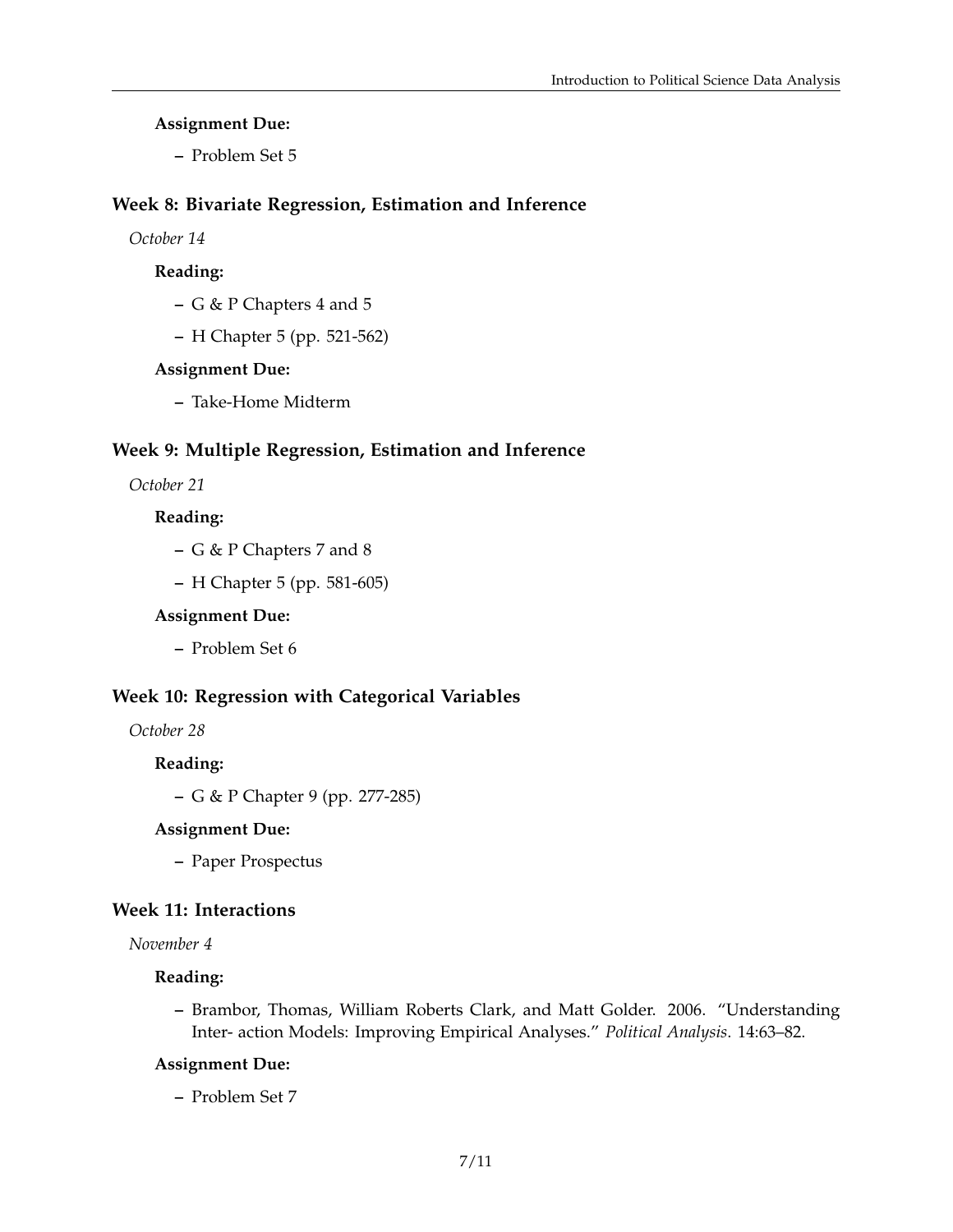**Assignment Due:**

- Problem Set 5

## Week 8: Bivariate Regression, Estimation and Inference

*October 14*

**Reading:**

- G & P Chapters 4 and 5
- H Chapter 5 (pp. 521-562)

**Assignment Due:**

- Take-Home Midterm

## Week 9: Multiple Regression, Estimation and Inference

*October 21*

**Reading:**

- G & P Chapters 7 and 8
- H Chapter 5 (pp. 581-605)

**Assignment Due:**

- Problem Set 6

## Week 10: Regression with Categorical Variables

*October 28*

**Reading:**

- G & P Chapter 9 (pp. 277-285)

**Assignment Due:**

- Paper Prospectus

## Week 11: Interactions

*November 4*

**Reading:**

- Brambor, Thomas, William Roberts Clark, and Matt Golder. 2006. "Understanding Inter- action Models: Improving Empirical Analyses." *Political Analysis*. 14:63–82.

**Assignment Due:**

- Problem Set 7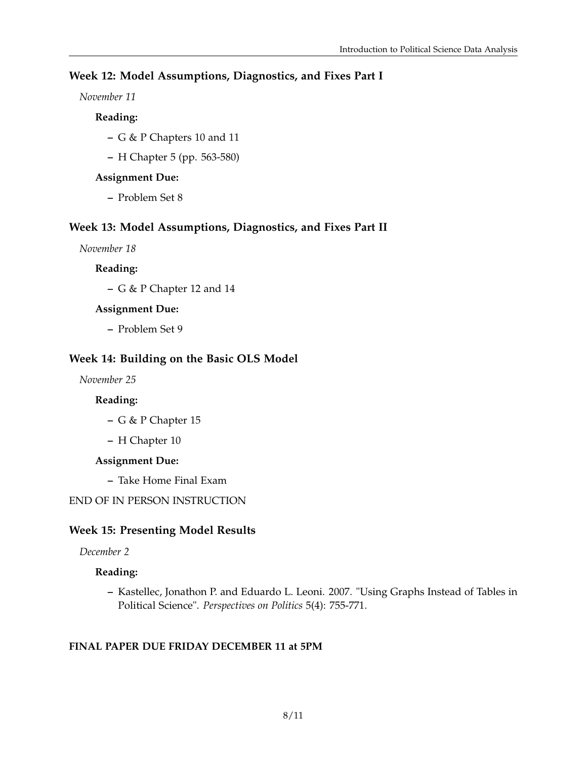### Week 12: Model Assumptions, Diagnostics, and Fixes Part I

*November 11*

**Reading:**

- G & P Chapters 10 and 11
- H Chapter 5 (pp. 563-580)

**Assignment Due:**

- Problem Set 8

### Week 13: Model Assumptions, Diagnostics, and Fixes Part II

*November 18*

**Reading:**

- G & P Chapter 12 and 14

**Assignment Due:**

- Problem Set 9

### Week 14: Building on the Basic OLS Model

*November 25*

**Reading:**

- G & P Chapter 15
- H Chapter 10

**Assignment Due:**

- Take Home Final Exam

END OF IN PERSON INSTRUCTION

### Week 15: Presenting Model Results

*December 2*

**Reading:**

- Kastellec, Jonathon P. and Eduardo L. Leoni. 2007. "Using Graphs Instead of Tables in Political Science". *Perspectives on Politics* 5(4): 755-771.

**FINAL PAPER DUE FRIDAY DECEMBER 11 at 5PM**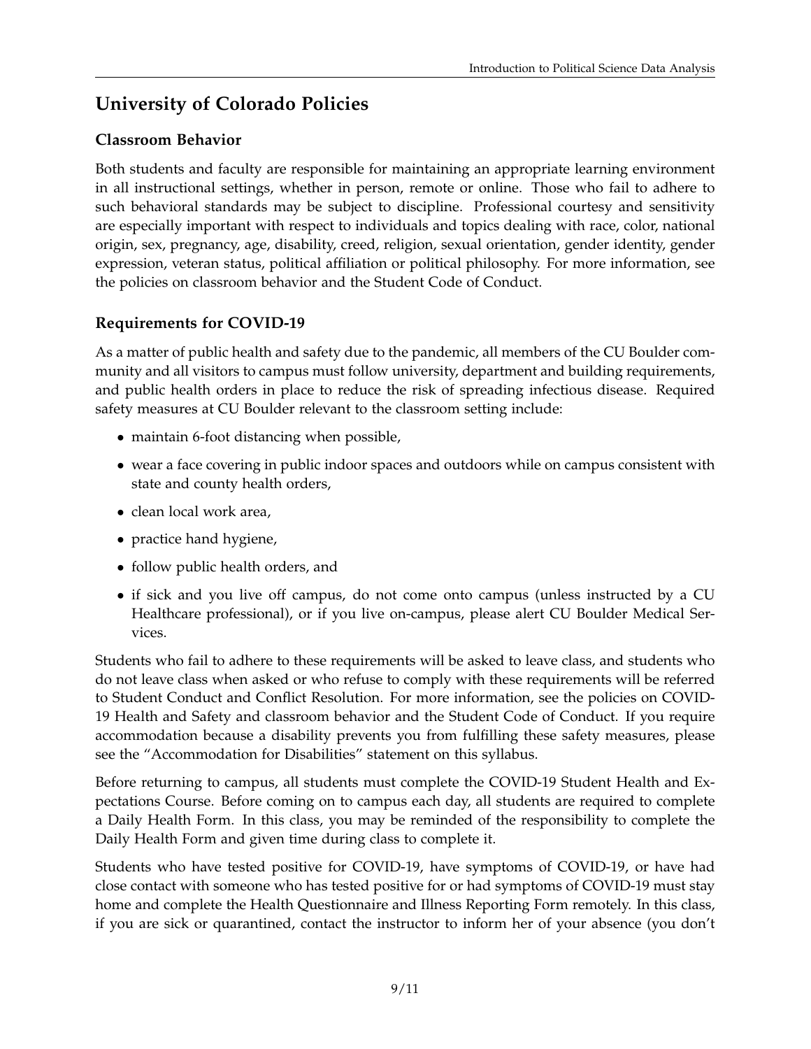# University of Colorado Policies

## Classroom Behavior

Both students and faculty are responsible for maintaining an appropriate learning environment in all instructional settings, whether in person, remote or online. Those who fail to adhere to such behavioral standards may be subject to discipline. Professional courtesy and sensitivity are especially important with respect to individuals and topics dealing with race, color, national origin, sex, pregnancy, age, disability, creed, religion, sexual orientation, gender identity, gender expression, veteran status, political affiliation or political philosophy. For more information, see the policies on classroom behavior and the Student Code of Conduct.

## Requirements for COVID-19

As a matter of public health and safety due to the pandemic, all members of the CU Boulder community and all visitors to campus must follow university, department and building requirements, and public health orders in place to reduce the risk of spreading infectious disease. Required safety measures at CU Boulder relevant to the classroom setting include:

- maintain 6-foot distancing when possible,
- wear a face covering in public indoor spaces and outdoors while on campus consistent with state and county health orders,
- clean local work area,
- practice hand hygiene,
- follow public health orders, and
- if sick and you live off campus, do not come onto campus (unless instructed by a CU Healthcare professional), or if you live on-campus, please alert CU Boulder Medical Services.

Students who fail to adhere to these requirements will be asked to leave class, and students who do not leave class when asked or who refuse to comply with these requirements will be referred to Student Conduct and Conflict Resolution. For more information, see the policies on COVID-19 Health and Safety and classroom behavior and the Student Code of Conduct. If you require accommodation because a disability prevents you from fulfilling these safety measures, please see the "Accommodation for Disabilities" statement on this syllabus.

Before returning to campus, all students must complete the COVID-19 Student Health and Expectations Course. Before coming on to campus each day, all students are required to complete a Daily Health Form. In this class, you may be reminded of the responsibility to complete the Daily Health Form and given time during class to complete it.

Students who have tested positive for COVID-19, have symptoms of COVID-19, or have had close contact with someone who has tested positive for or had symptoms of COVID-19 must stay home and complete the Health Questionnaire and Illness Reporting Form remotely. In this class, if you are sick or quarantined, contact the instructor to inform her of your absence (you don't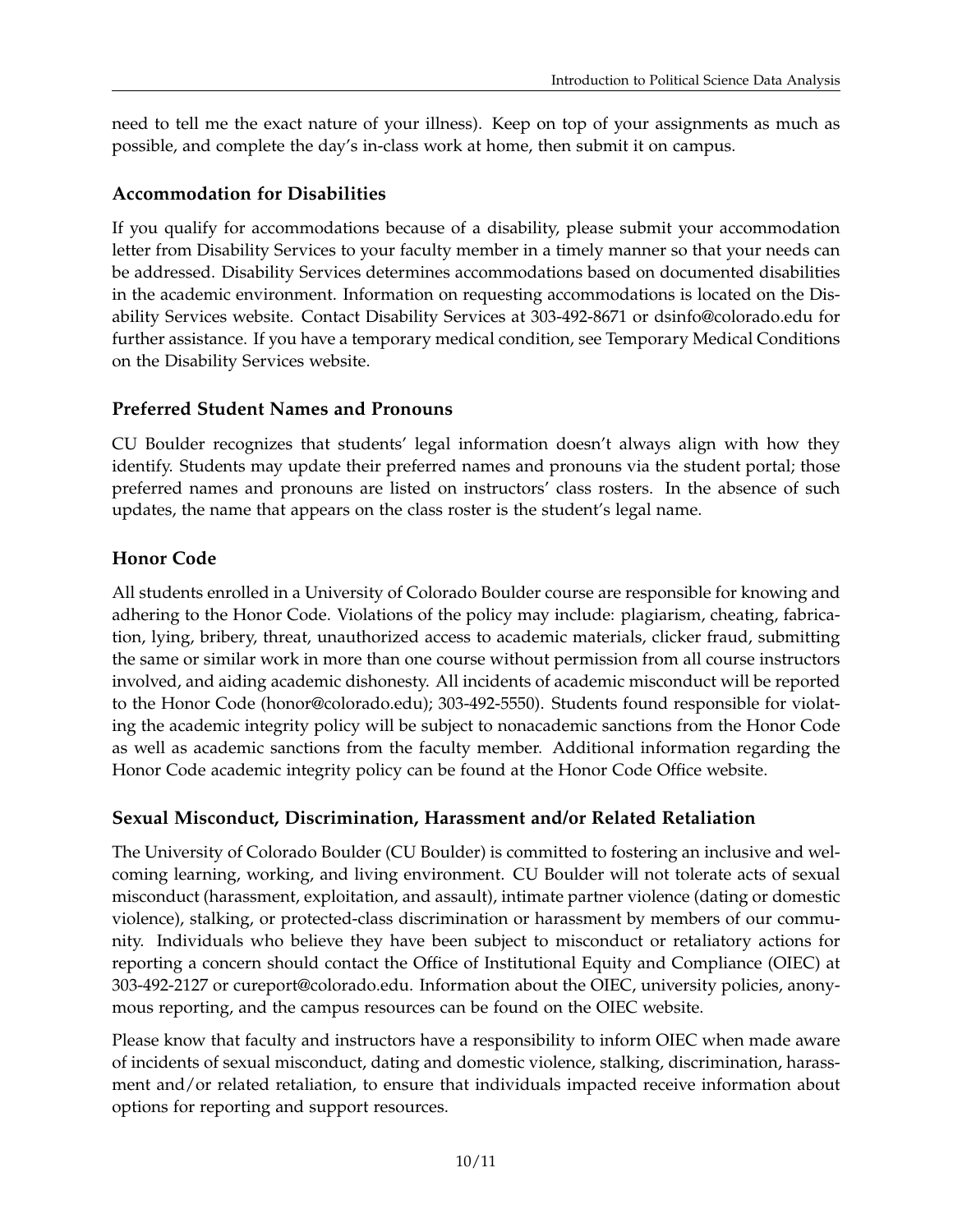need to tell me the exact nature of your illness). Keep on top of your assignments as much as possible, and complete the day's in-class work at home, then submit it on campus.

### Accommodation for Disabilities

If you qualify for accommodations because of a disability, please submit your accommodation letter from Disability Services to your faculty member in a timely manner so that your needs can be addressed. Disability Services determines accommodations based on documented disabilities in the academic environment. Information on requesting accommodations is located on the Disability Services website. Contact Disability Services at 303-492-8671 or dsinfo@colorado.edu for further assistance. If you have a temporary medical condition, see Temporary Medical Conditions on the Disability Services website.

### Preferred Student Names and Pronouns

CU Boulder recognizes that students' legal information doesn't always align with how they identify. Students may update their preferred names and pronouns via the student portal; those preferred names and pronouns are listed on instructors' class rosters. In the absence of such updates, the name that appears on the class roster is the student's legal name.

### Honor Code

All students enrolled in a University of Colorado Boulder course are responsible for knowing and adhering to the Honor Code. Violations of the policy may include: plagiarism, cheating, fabrication, lying, bribery, threat, unauthorized access to academic materials, clicker fraud, submitting the same or similar work in more than one course without permission from all course instructors involved, and aiding academic dishonesty. All incidents of academic misconduct will be reported to the Honor Code (honor@colorado.edu); 303-492-5550). Students found responsible for violating the academic integrity policy will be subject to nonacademic sanctions from the Honor Code as well as academic sanctions from the faculty member. Additional information regarding the Honor Code academic integrity policy can be found at the Honor Code Office website.

### Sexual Misconduct, Discrimination, Harassment and/or Related Retaliation

The University of Colorado Boulder (CU Boulder) is committed to fostering an inclusive and welcoming learning, working, and living environment. CU Boulder will not tolerate acts of sexual misconduct (harassment, exploitation, and assault), intimate partner violence (dating or domestic violence), stalking, or protected-class discrimination or harassment by members of our community. Individuals who believe they have been subject to misconduct or retaliatory actions for reporting a concern should contact the Office of Institutional Equity and Compliance (OIEC) at 303-492-2127 or cureport@colorado.edu. Information about the OIEC, university policies, anonymous reporting, and the campus resources can be found on the OIEC website.

Please know that faculty and instructors have a responsibility to inform OIEC when made aware of incidents of sexual misconduct, dating and domestic violence, stalking, discrimination, harassment and/or related retaliation, to ensure that individuals impacted receive information about options for reporting and support resources.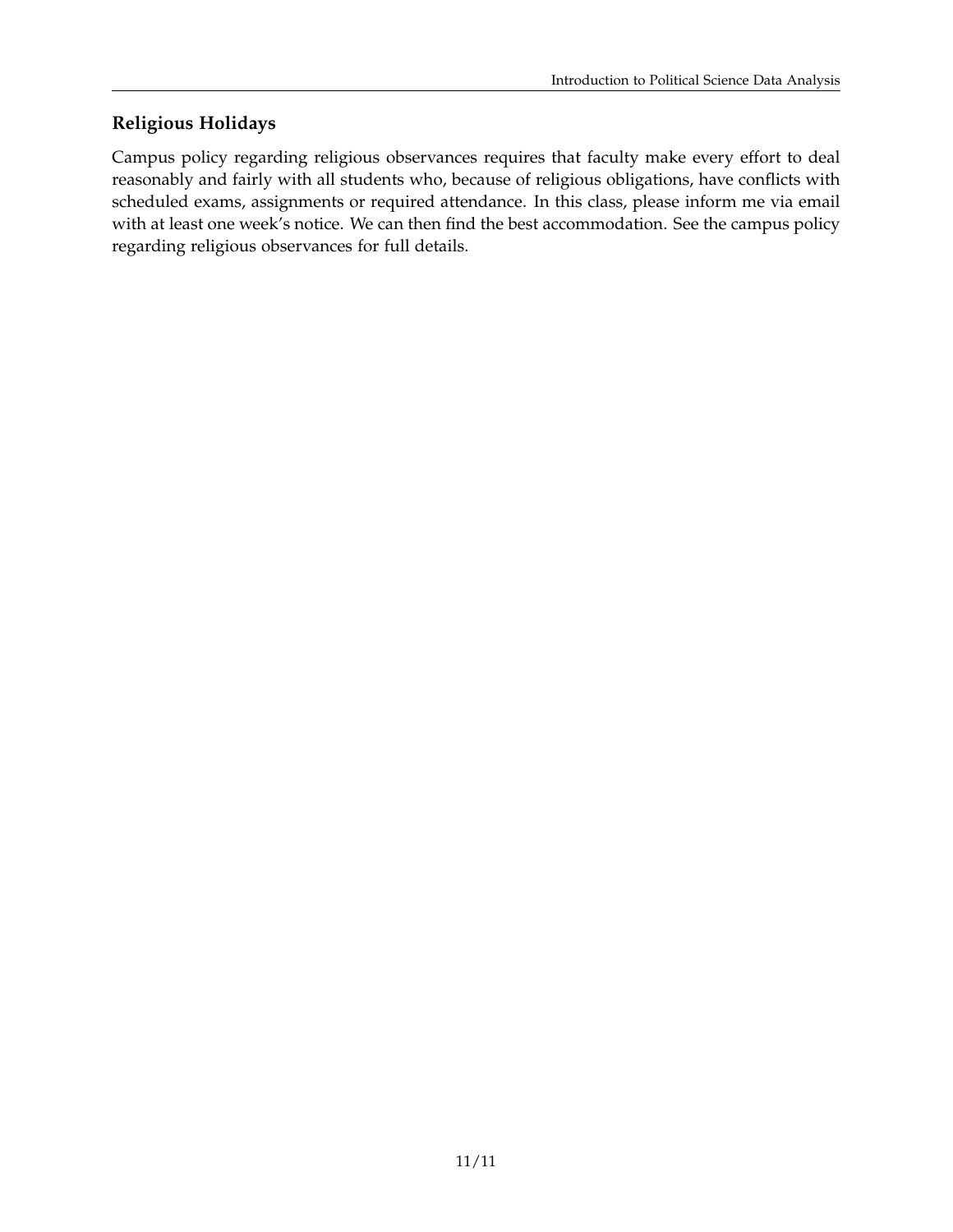## Religious Holidays

Campus policy regarding religious observances requires that faculty make every effort to deal reasonably and fairly with all students who, because of religious obligations, have conflicts with scheduled exams, assignments or required attendance. In this class, please inform me via email with at least one week's notice. We can then find the best accommodation. See the campus policy regarding religious observances for full details.